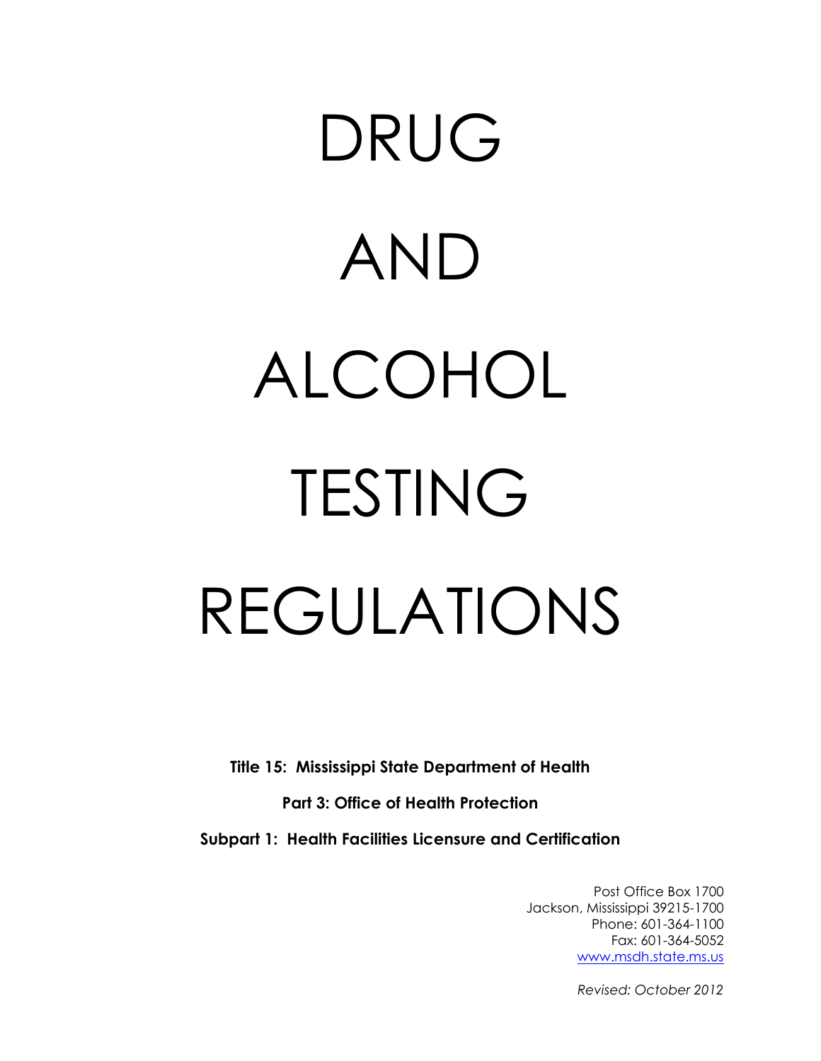# DRUG AND ALCOHOL TESTING REGULATIONS

**Title 15: Mississippi State Department of Health**

**Part 3: Office of Health Protection**

**Subpart 1: Health Facilities Licensure and Certification**

Post Office Box 1700
Jackson, Mississippi 39215-1700
Phone: 601-364-1100
Fax: 601-364-5052
www.msdh.state.ms.us

*Revised: October 2012*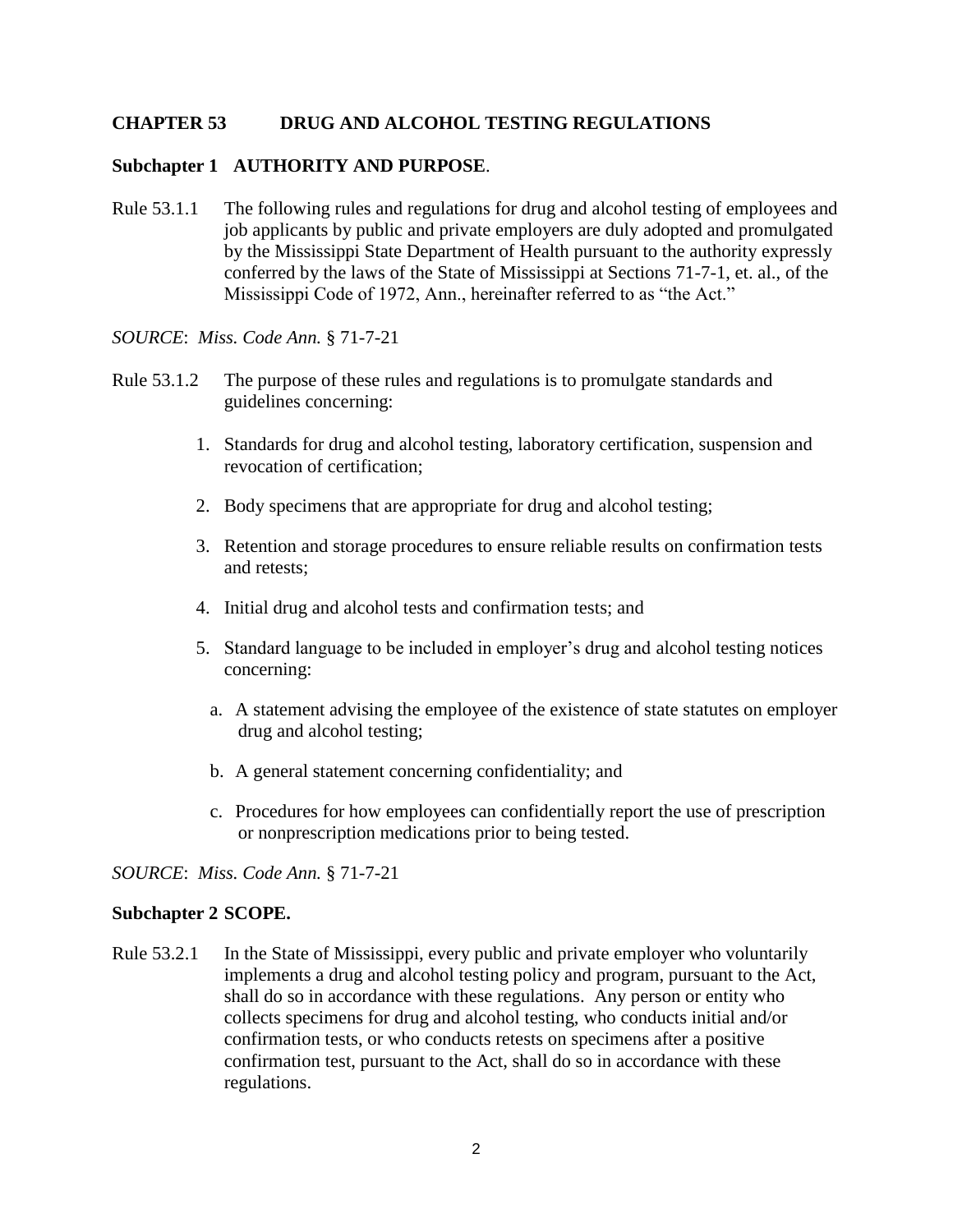# CHAPTER 53 DRUG AND ALCOHOL TESTING REGULATIONS

## Subchapter 1 AUTHORITY AND PURPOSE.

Rule 53.1.1 The following rules and regulations for drug and alcohol testing of employees and job applicants by public and private employers are duly adopted and promulgated by the Mississippi State Department of Health pursuant to the authority expressly conferred by the laws of the State of Mississippi at Sections 71-7-1, et. al., of the Mississippi Code of 1972, Ann., hereinafter referred to as "the Act."

*SOURCE*: *Miss. Code Ann.* § 71-7-21

Rule 53.1.2 The purpose of these rules and regulations is to promulgate standards and guidelines concerning:

1. Standards for drug and alcohol testing, laboratory certification, suspension and revocation of certification;
2. Body specimens that are appropriate for drug and alcohol testing;
3. Retention and storage procedures to ensure reliable results on confirmation tests and retests;
4. Initial drug and alcohol tests and confirmation tests; and
5. Standard language to be included in employer's drug and alcohol testing notices concerning:
   a. A statement advising the employee of the existence of state statutes on employer drug and alcohol testing;
   b. A general statement concerning confidentiality; and
   c. Procedures for how employees can confidentially report the use of prescription or nonprescription medications prior to being tested.

*SOURCE*: *Miss. Code Ann.* § 71-7-21

## Subchapter 2 SCOPE.

Rule 53.2.1 In the State of Mississippi, every public and private employer who voluntarily implements a drug and alcohol testing policy and program, pursuant to the Act, shall do so in accordance with these regulations. Any person or entity who collects specimens for drug and alcohol testing, who conducts initial and/or confirmation tests, or who conducts retests on specimens after a positive confirmation test, pursuant to the Act, shall do so in accordance with these regulations.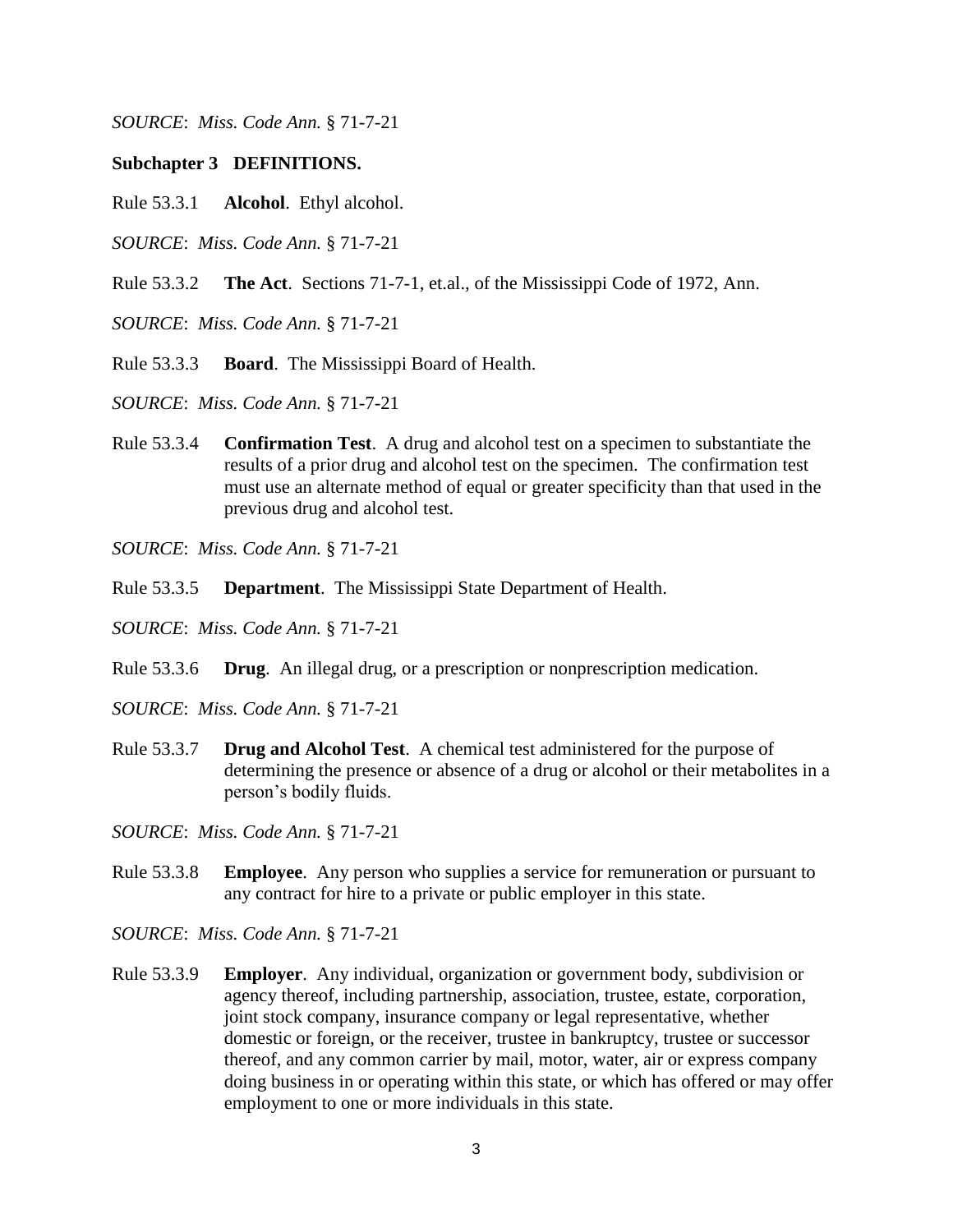*SOURCE*: *Miss. Code Ann.* § 71-7-21

### Subchapter 3 DEFINITIONS.

Rule 53.3.1 **Alcohol**. Ethyl alcohol.

*SOURCE*: *Miss. Code Ann.* § 71-7-21

Rule 53.3.2 **The Act**. Sections 71-7-1, et.al., of the Mississippi Code of 1972, Ann.

*SOURCE*: *Miss. Code Ann.* § 71-7-21

Rule 53.3.3 **Board**. The Mississippi Board of Health.

*SOURCE*: *Miss. Code Ann.* § 71-7-21

Rule 53.3.4 **Confirmation Test**. A drug and alcohol test on a specimen to substantiate the results of a prior drug and alcohol test on the specimen. The confirmation test must use an alternate method of equal or greater specificity than that used in the previous drug and alcohol test.

*SOURCE*: *Miss. Code Ann.* § 71-7-21

Rule 53.3.5 **Department**. The Mississippi State Department of Health.

*SOURCE*: *Miss. Code Ann.* § 71-7-21

Rule 53.3.6 **Drug**. An illegal drug, or a prescription or nonprescription medication.

*SOURCE*: *Miss. Code Ann.* § 71-7-21

Rule 53.3.7 **Drug and Alcohol Test**. A chemical test administered for the purpose of determining the presence or absence of a drug or alcohol or their metabolites in a person's bodily fluids.

*SOURCE*: *Miss. Code Ann.* § 71-7-21

Rule 53.3.8 **Employee**. Any person who supplies a service for remuneration or pursuant to any contract for hire to a private or public employer in this state.

*SOURCE*: *Miss. Code Ann.* § 71-7-21

Rule 53.3.9 **Employer**. Any individual, organization or government body, subdivision or agency thereof, including partnership, association, trustee, estate, corporation, joint stock company, insurance company or legal representative, whether domestic or foreign, or the receiver, trustee in bankruptcy, trustee or successor thereof, and any common carrier by mail, motor, water, air or express company doing business in or operating within this state, or which has offered or may offer employment to one or more individuals in this state.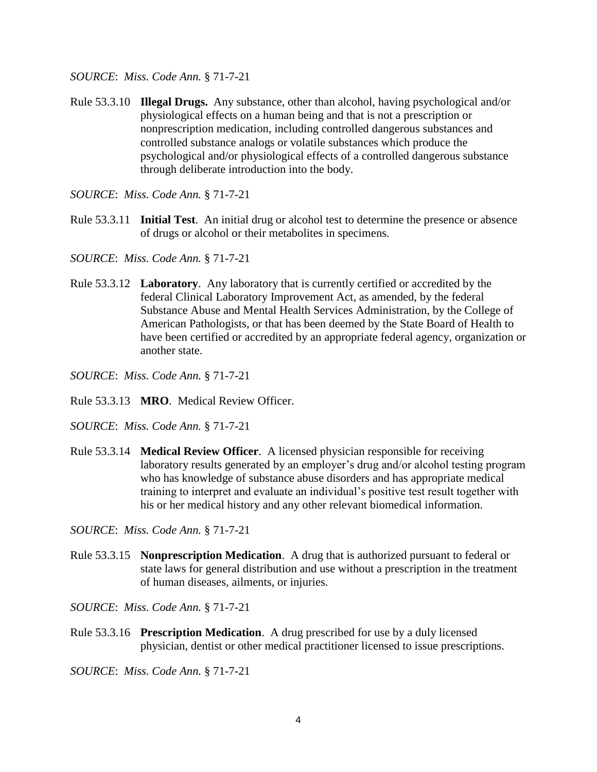*SOURCE*: *Miss. Code Ann.* § 71-7-21

Rule 53.3.10 **Illegal Drugs.** Any substance, other than alcohol, having psychological and/or physiological effects on a human being and that is not a prescription or nonprescription medication, including controlled dangerous substances and controlled substance analogs or volatile substances which produce the psychological and/or physiological effects of a controlled dangerous substance through deliberate introduction into the body.

*SOURCE*: *Miss. Code Ann.* § 71-7-21

Rule 53.3.11 **Initial Test**. An initial drug or alcohol test to determine the presence or absence of drugs or alcohol or their metabolites in specimens.

*SOURCE*: *Miss. Code Ann.* § 71-7-21

Rule 53.3.12 **Laboratory**. Any laboratory that is currently certified or accredited by the federal Clinical Laboratory Improvement Act, as amended, by the federal Substance Abuse and Mental Health Services Administration, by the College of American Pathologists, or that has been deemed by the State Board of Health to have been certified or accredited by an appropriate federal agency, organization or another state.

*SOURCE*: *Miss. Code Ann.* § 71-7-21

Rule 53.3.13 **MRO**. Medical Review Officer.

*SOURCE*: *Miss. Code Ann.* § 71-7-21

Rule 53.3.14 **Medical Review Officer**. A licensed physician responsible for receiving laboratory results generated by an employer's drug and/or alcohol testing program who has knowledge of substance abuse disorders and has appropriate medical training to interpret and evaluate an individual's positive test result together with his or her medical history and any other relevant biomedical information.

*SOURCE*: *Miss. Code Ann.* § 71-7-21

Rule 53.3.15 **Nonprescription Medication**. A drug that is authorized pursuant to federal or state laws for general distribution and use without a prescription in the treatment of human diseases, ailments, or injuries.

*SOURCE*: *Miss. Code Ann.* § 71-7-21

Rule 53.3.16 **Prescription Medication**. A drug prescribed for use by a duly licensed physician, dentist or other medical practitioner licensed to issue prescriptions.

*SOURCE*: *Miss. Code Ann.* § 71-7-21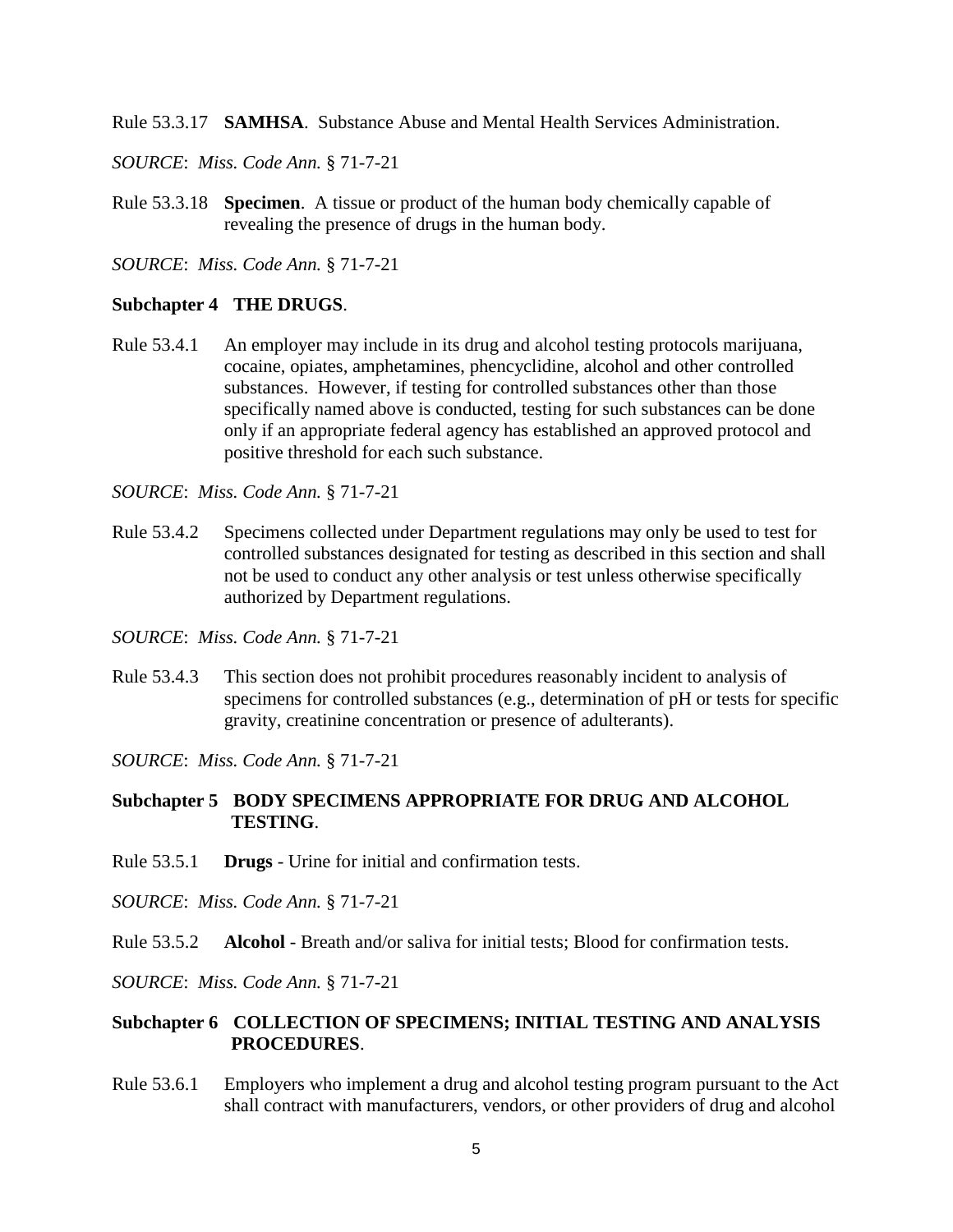Rule 53.3.17 **SAMHSA**. Substance Abuse and Mental Health Services Administration.

*SOURCE*: *Miss. Code Ann.* § 71-7-21

Rule 53.3.18 **Specimen**. A tissue or product of the human body chemically capable of revealing the presence of drugs in the human body.

*SOURCE*: *Miss. Code Ann.* § 71-7-21

### Subchapter 4 THE DRUGS.

Rule 53.4.1 An employer may include in its drug and alcohol testing protocols marijuana, cocaine, opiates, amphetamines, phencyclidine, alcohol and other controlled substances. However, if testing for controlled substances other than those specifically named above is conducted, testing for such substances can be done only if an appropriate federal agency has established an approved protocol and positive threshold for each such substance.

*SOURCE*: *Miss. Code Ann.* § 71-7-21

Rule 53.4.2 Specimens collected under Department regulations may only be used to test for controlled substances designated for testing as described in this section and shall not be used to conduct any other analysis or test unless otherwise specifically authorized by Department regulations.

*SOURCE*: *Miss. Code Ann.* § 71-7-21

Rule 53.4.3 This section does not prohibit procedures reasonably incident to analysis of specimens for controlled substances (e.g., determination of pH or tests for specific gravity, creatinine concentration or presence of adulterants).

*SOURCE*: *Miss. Code Ann.* § 71-7-21

### Subchapter 5 BODY SPECIMENS APPROPRIATE FOR DRUG AND ALCOHOL TESTING.

Rule 53.5.1 **Drugs** - Urine for initial and confirmation tests.

*SOURCE*: *Miss. Code Ann.* § 71-7-21

Rule 53.5.2 **Alcohol** - Breath and/or saliva for initial tests; Blood for confirmation tests.

*SOURCE*: *Miss. Code Ann.* § 71-7-21

### Subchapter 6 COLLECTION OF SPECIMENS; INITIAL TESTING AND ANALYSIS PROCEDURES.

Rule 53.6.1 Employers who implement a drug and alcohol testing program pursuant to the Act shall contract with manufacturers, vendors, or other providers of drug and alcohol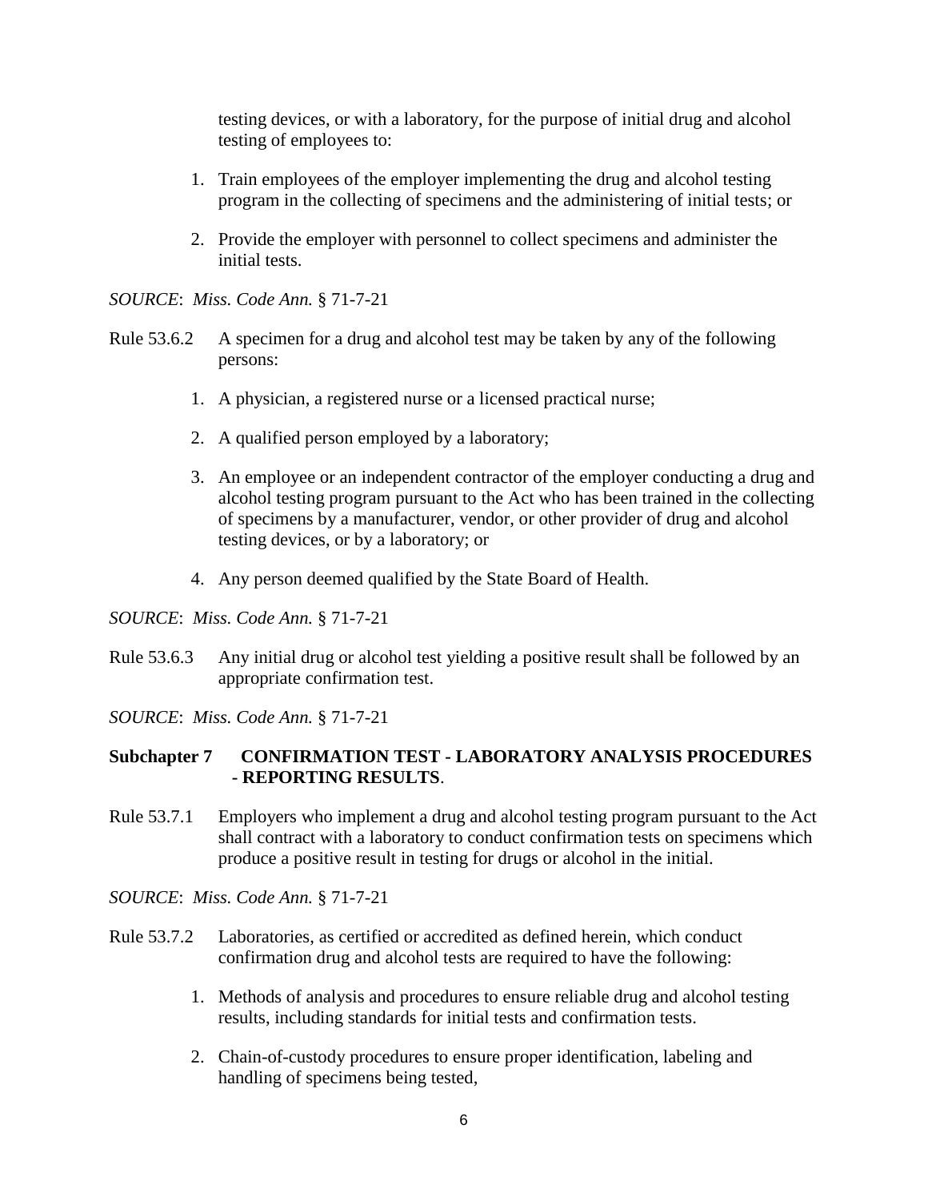testing devices, or with a laboratory, for the purpose of initial drug and alcohol testing of employees to:

1. Train employees of the employer implementing the drug and alcohol testing program in the collecting of specimens and the administering of initial tests; or

2. Provide the employer with personnel to collect specimens and administer the initial tests.

*SOURCE*: *Miss. Code Ann.* § 71-7-21

Rule 53.6.2 A specimen for a drug and alcohol test may be taken by any of the following persons:

1. A physician, a registered nurse or a licensed practical nurse;

2. A qualified person employed by a laboratory;

3. An employee or an independent contractor of the employer conducting a drug and alcohol testing program pursuant to the Act who has been trained in the collecting of specimens by a manufacturer, vendor, or other provider of drug and alcohol testing devices, or by a laboratory; or

4. Any person deemed qualified by the State Board of Health.

*SOURCE*: *Miss. Code Ann.* § 71-7-21

Rule 53.6.3 Any initial drug or alcohol test yielding a positive result shall be followed by an appropriate confirmation test.

*SOURCE*: *Miss. Code Ann.* § 71-7-21

## Subchapter 7 CONFIRMATION TEST - LABORATORY ANALYSIS PROCEDURES - REPORTING RESULTS.

Rule 53.7.1 Employers who implement a drug and alcohol testing program pursuant to the Act shall contract with a laboratory to conduct confirmation tests on specimens which produce a positive result in testing for drugs or alcohol in the initial.

*SOURCE*: *Miss. Code Ann.* § 71-7-21

Rule 53.7.2 Laboratories, as certified or accredited as defined herein, which conduct confirmation drug and alcohol tests are required to have the following:

1. Methods of analysis and procedures to ensure reliable drug and alcohol testing results, including standards for initial tests and confirmation tests.

2. Chain-of-custody procedures to ensure proper identification, labeling and handling of specimens being tested,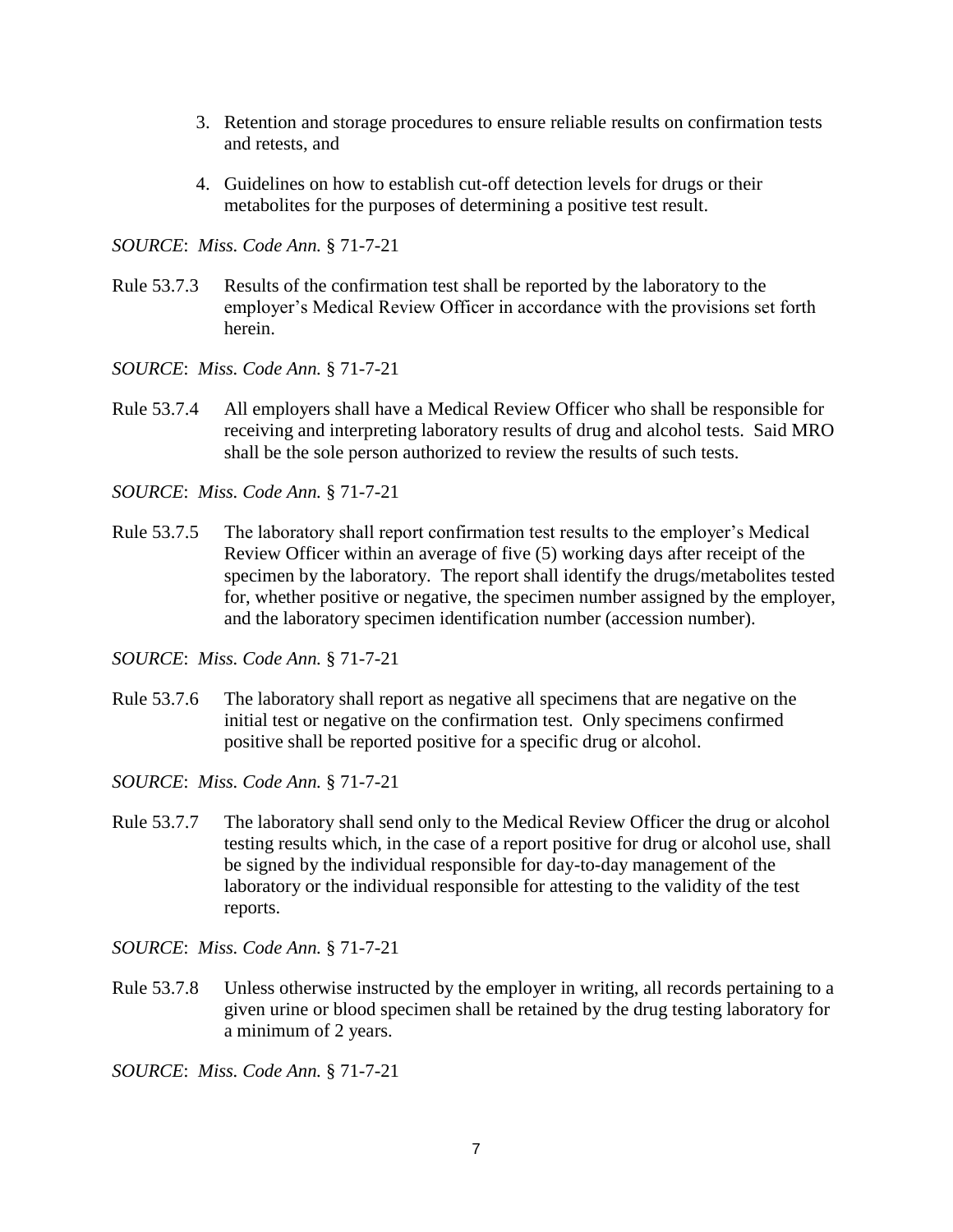3. Retention and storage procedures to ensure reliable results on confirmation tests and retests, and

4. Guidelines on how to establish cut-off detection levels for drugs or their metabolites for the purposes of determining a positive test result.

*SOURCE*: *Miss. Code Ann.* § 71-7-21

Rule 53.7.3 Results of the confirmation test shall be reported by the laboratory to the employer's Medical Review Officer in accordance with the provisions set forth herein.

*SOURCE*: *Miss. Code Ann.* § 71-7-21

Rule 53.7.4 All employers shall have a Medical Review Officer who shall be responsible for receiving and interpreting laboratory results of drug and alcohol tests. Said MRO shall be the sole person authorized to review the results of such tests.

*SOURCE*: *Miss. Code Ann.* § 71-7-21

Rule 53.7.5 The laboratory shall report confirmation test results to the employer's Medical Review Officer within an average of five (5) working days after receipt of the specimen by the laboratory. The report shall identify the drugs/metabolites tested for, whether positive or negative, the specimen number assigned by the employer, and the laboratory specimen identification number (accession number).

*SOURCE*: *Miss. Code Ann.* § 71-7-21

Rule 53.7.6 The laboratory shall report as negative all specimens that are negative on the initial test or negative on the confirmation test. Only specimens confirmed positive shall be reported positive for a specific drug or alcohol.

*SOURCE*: *Miss. Code Ann.* § 71-7-21

Rule 53.7.7 The laboratory shall send only to the Medical Review Officer the drug or alcohol testing results which, in the case of a report positive for drug or alcohol use, shall be signed by the individual responsible for day-to-day management of the laboratory or the individual responsible for attesting to the validity of the test reports.

*SOURCE*: *Miss. Code Ann.* § 71-7-21

Rule 53.7.8 Unless otherwise instructed by the employer in writing, all records pertaining to a given urine or blood specimen shall be retained by the drug testing laboratory for a minimum of 2 years.

*SOURCE*: *Miss. Code Ann.* § 71-7-21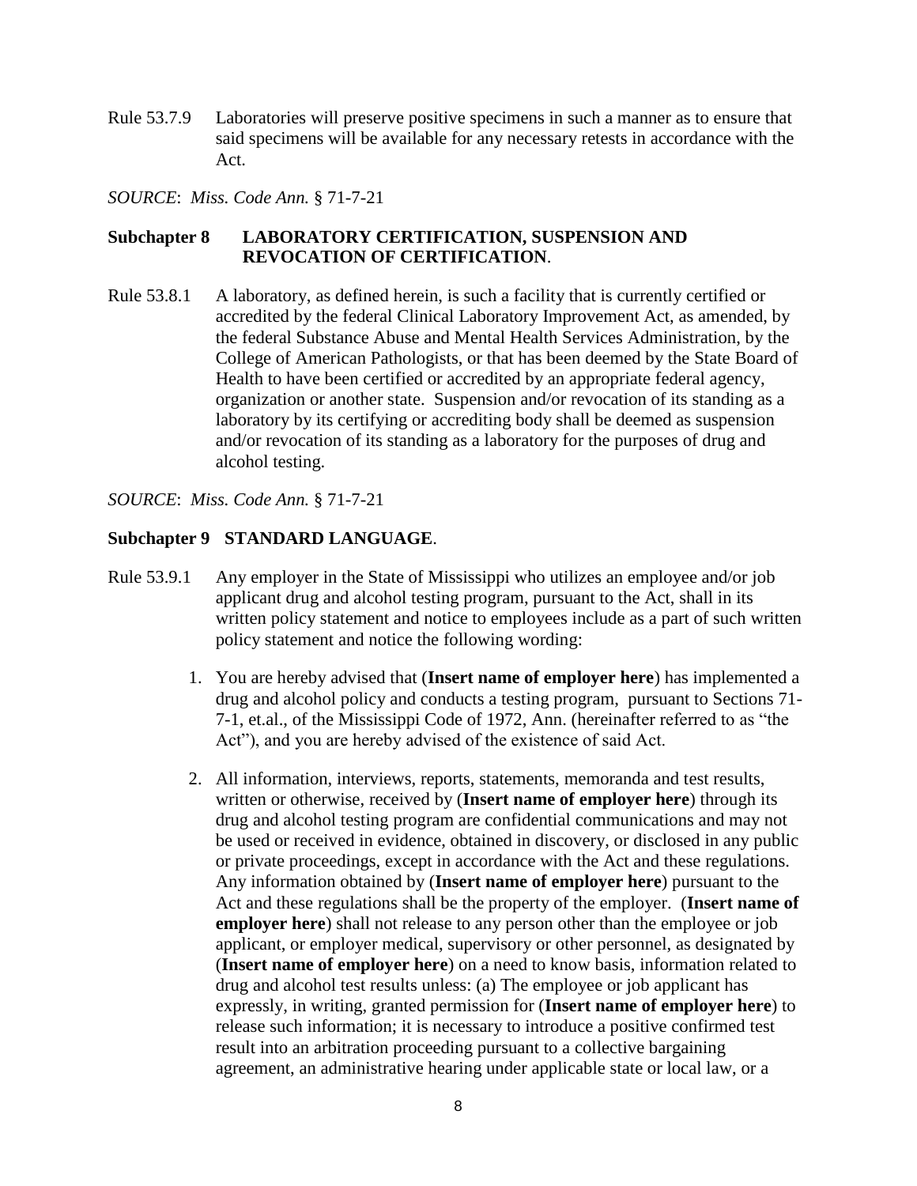Rule 53.7.9 Laboratories will preserve positive specimens in such a manner as to ensure that said specimens will be available for any necessary retests in accordance with the Act.

*SOURCE*: *Miss. Code Ann.* § 71-7-21

**Subchapter 8 LABORATORY CERTIFICATION, SUSPENSION AND REVOCATION OF CERTIFICATION**.

Rule 53.8.1 A laboratory, as defined herein, is such a facility that is currently certified or accredited by the federal Clinical Laboratory Improvement Act, as amended, by the federal Substance Abuse and Mental Health Services Administration, by the College of American Pathologists, or that has been deemed by the State Board of Health to have been certified or accredited by an appropriate federal agency, organization or another state. Suspension and/or revocation of its standing as a laboratory by its certifying or accrediting body shall be deemed as suspension and/or revocation of its standing as a laboratory for the purposes of drug and alcohol testing.

*SOURCE*: *Miss. Code Ann.* § 71-7-21

**Subchapter 9 STANDARD LANGUAGE**.

Rule 53.9.1 Any employer in the State of Mississippi who utilizes an employee and/or job applicant drug and alcohol testing program, pursuant to the Act, shall in its written policy statement and notice to employees include as a part of such written policy statement and notice the following wording:

1. You are hereby advised that (**Insert name of employer here**) has implemented a drug and alcohol policy and conducts a testing program, pursuant to Sections 71-7-1, et.al., of the Mississippi Code of 1972, Ann. (hereinafter referred to as "the Act"), and you are hereby advised of the existence of said Act.

2. All information, interviews, reports, statements, memoranda and test results, written or otherwise, received by (**Insert name of employer here**) through its drug and alcohol testing program are confidential communications and may not be used or received in evidence, obtained in discovery, or disclosed in any public or private proceedings, except in accordance with the Act and these regulations. Any information obtained by (**Insert name of employer here**) pursuant to the Act and these regulations shall be the property of the employer. (**Insert name of employer here**) shall not release to any person other than the employee or job applicant, or employer medical, supervisory or other personnel, as designated by (**Insert name of employer here**) on a need to know basis, information related to drug and alcohol test results unless: (a) The employee or job applicant has expressly, in writing, granted permission for (**Insert name of employer here**) to release such information; it is necessary to introduce a positive confirmed test result into an arbitration proceeding pursuant to a collective bargaining agreement, an administrative hearing under applicable state or local law, or a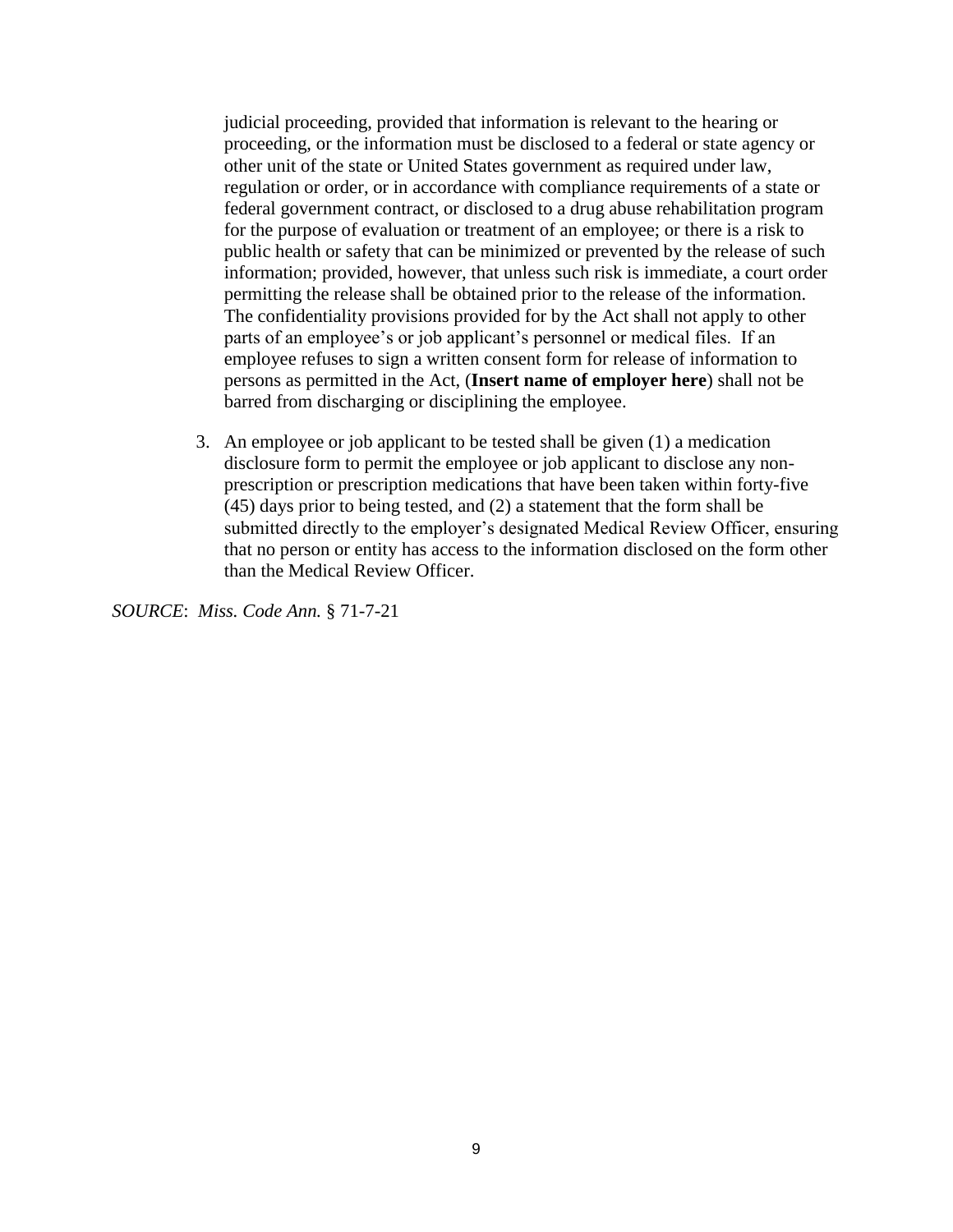judicial proceeding, provided that information is relevant to the hearing or proceeding, or the information must be disclosed to a federal or state agency or other unit of the state or United States government as required under law, regulation or order, or in accordance with compliance requirements of a state or federal government contract, or disclosed to a drug abuse rehabilitation program for the purpose of evaluation or treatment of an employee; or there is a risk to public health or safety that can be minimized or prevented by the release of such information; provided, however, that unless such risk is immediate, a court order permitting the release shall be obtained prior to the release of the information. The confidentiality provisions provided for by the Act shall not apply to other parts of an employee's or job applicant's personnel or medical files. If an employee refuses to sign a written consent form for release of information to persons as permitted in the Act, (**Insert name of employer here**) shall not be barred from discharging or disciplining the employee.

3. An employee or job applicant to be tested shall be given (1) a medication disclosure form to permit the employee or job applicant to disclose any non-prescription or prescription medications that have been taken within forty-five (45) days prior to being tested, and (2) a statement that the form shall be submitted directly to the employer's designated Medical Review Officer, ensuring that no person or entity has access to the information disclosed on the form other than the Medical Review Officer.

*SOURCE*: *Miss. Code Ann.* § 71-7-21